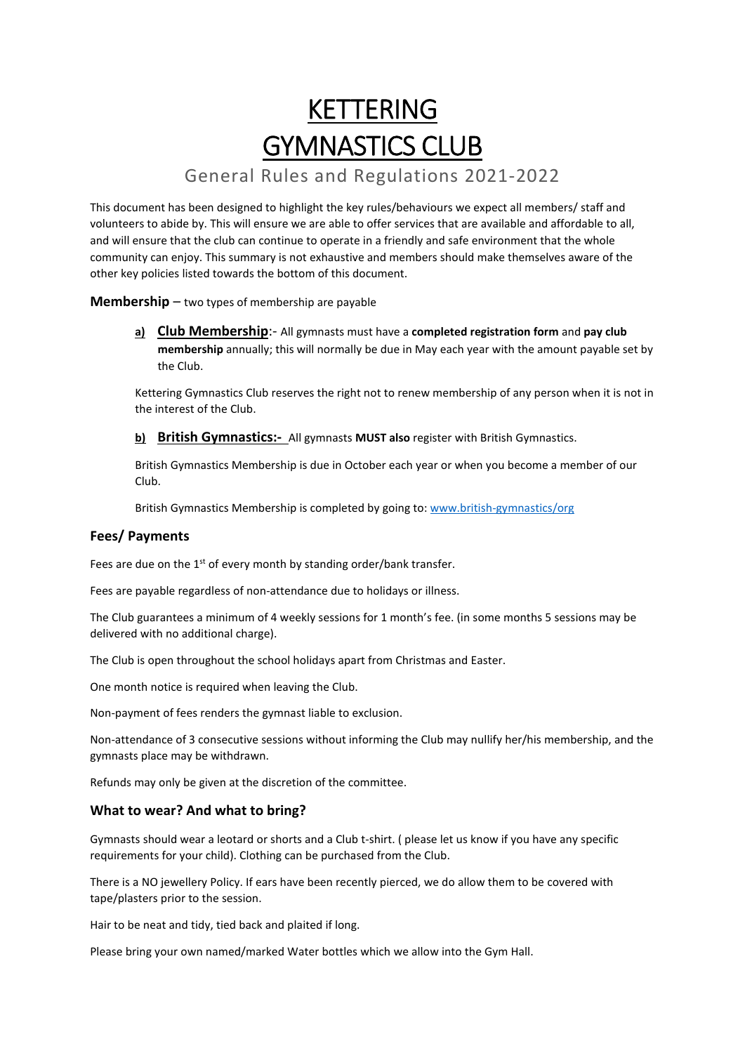# KETTERING GYMNASTICS CLUB

## General Rules and Regulations 2021-2022

This document has been designed to highlight the key rules/behaviours we expect all members/ staff and volunteers to abide by. This will ensure we are able to offer services that are available and affordable to all, and will ensure that the club can continue to operate in a friendly and safe environment that the whole community can enjoy. This summary is not exhaustive and members should make themselves aware of the other key policies listed towards the bottom of this document.

**Membership** – two types of membership are payable

**a) Club Membership**:- All gymnasts must have a **completed registration form** and **pay club membership** annually; this will normally be due in May each year with the amount payable set by the Club.

Kettering Gymnastics Club reserves the right not to renew membership of any person when it is not in the interest of the Club.

**b) British Gymnastics:-** All gymnasts **MUST also** register with British Gymnastics.

British Gymnastics Membership is due in October each year or when you become a member of our Club.

British Gymnastics Membership is completed by going to: www.british-gymnastics/org

### Fees/ Payments

Fees are due on the 1st of every month by standing order/bank transfer.

Fees are payable regardless of non-attendance due to holidays or illness.

The Club guarantees a minimum of 4 weekly sessions for 1 month's fee. (in some months 5 sessions may be delivered with no additional charge).

The Club is open throughout the school holidays apart from Christmas and Easter.

One month notice is required when leaving the Club.

Non-payment of fees renders the gymnast liable to exclusion.

Non-attendance of 3 consecutive sessions without informing the Club may nullify her/his membership, and the gymnasts place may be withdrawn.

Refunds may only be given at the discretion of the committee.

### What to wear? And what to bring?

Gymnasts should wear a leotard or shorts and a Club t-shirt. ( please let us know if you have any specific requirements for your child). Clothing can be purchased from the Club.

There is a NO jewellery Policy. If ears have been recently pierced, we do allow them to be covered with tape/plasters prior to the session.

Hair to be neat and tidy, tied back and plaited if long.

Please bring your own named/marked Water bottles which we allow into the Gym Hall.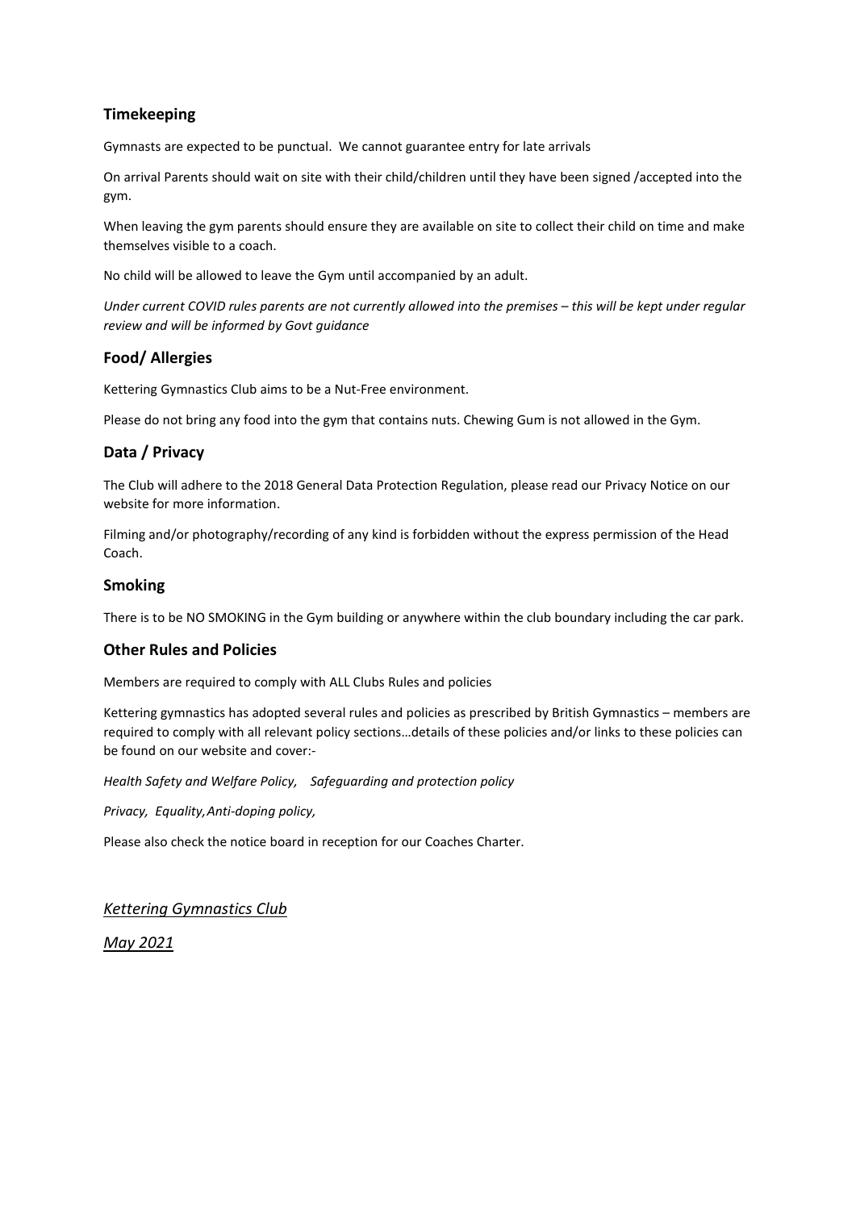## Timekeeping

Gymnasts are expected to be punctual. We cannot guarantee entry for late arrivals

On arrival Parents should wait on site with their child/children until they have been signed /accepted into the gym.

When leaving the gym parents should ensure they are available on site to collect their child on time and make themselves visible to a coach.

No child will be allowed to leave the Gym until accompanied by an adult.

*Under current COVID rules parents are not currently allowed into the premises – this will be kept under regular review and will be informed by Govt guidance*

## Food/ Allergies

Kettering Gymnastics Club aims to be a Nut-Free environment.

Please do not bring any food into the gym that contains nuts. Chewing Gum is not allowed in the Gym.

## Data / Privacy

The Club will adhere to the 2018 General Data Protection Regulation, please read our Privacy Notice on our website for more information.

Filming and/or photography/recording of any kind is forbidden without the express permission of the Head Coach.

## Smoking

There is to be NO SMOKING in the Gym building or anywhere within the club boundary including the car park.

## Other Rules and Policies

Members are required to comply with ALL Clubs Rules and policies

Kettering gymnastics has adopted several rules and policies as prescribed by British Gymnastics – members are required to comply with all relevant policy sections…details of these policies and/or links to these policies can be found on our website and cover:-

*Health Safety and Welfare Policy, Safeguarding and protection policy*

*Privacy, Equality, Anti-doping policy,*

Please also check the notice board in reception for our Coaches Charter.

*Kettering Gymnastics Club*

*May 2021*